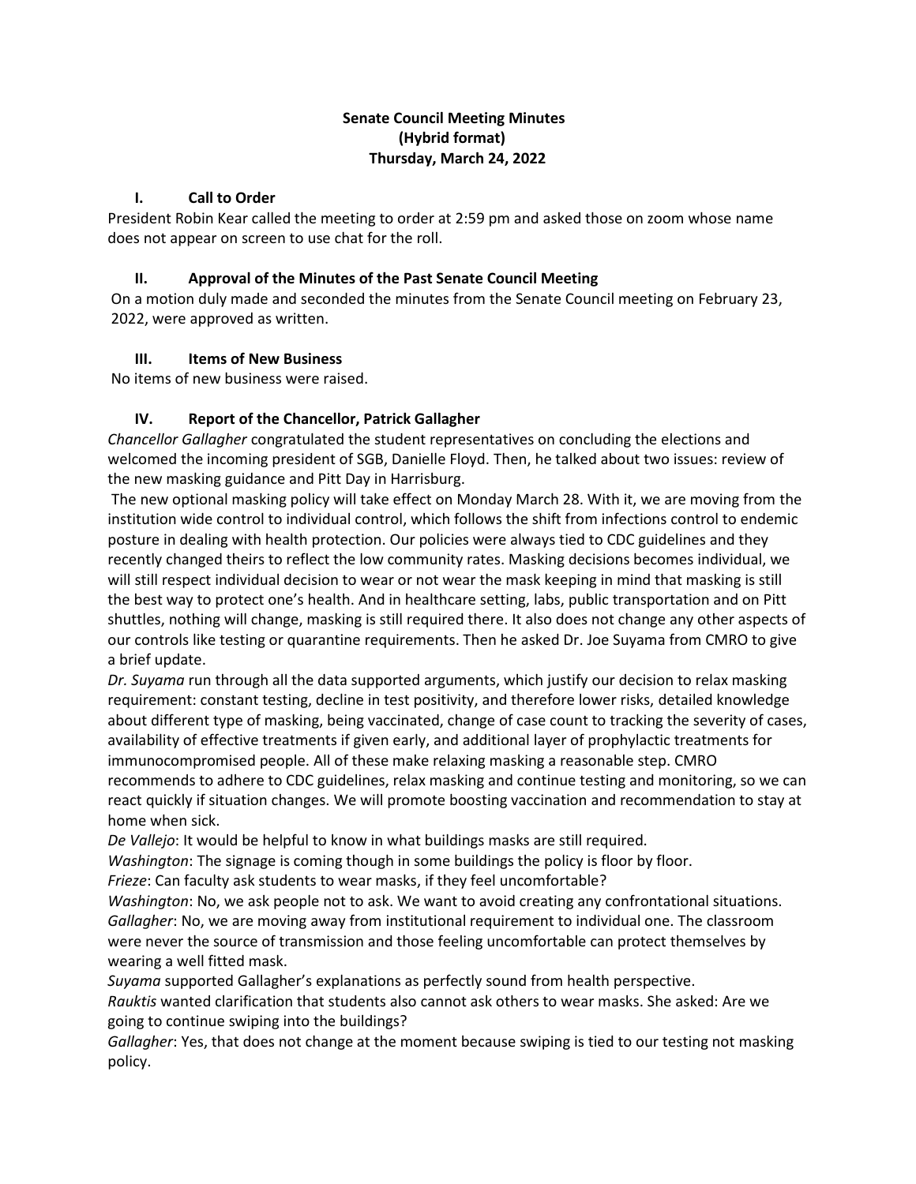# Senate Council Meeting Minutes
## (Hybrid format)
## Thursday, March 24, 2022

### I. Call to Order

President Robin Kear called the meeting to order at 2:59 pm and asked those on zoom whose name does not appear on screen to use chat for the roll.

### II. Approval of the Minutes of the Past Senate Council Meeting

On a motion duly made and seconded the minutes from the Senate Council meeting on February 23, 2022, were approved as written.

### III. Items of New Business

No items of new business were raised.

### IV. Report of the Chancellor, Patrick Gallagher

*Chancellor Gallagher* congratulated the student representatives on concluding the elections and welcomed the incoming president of SGB, Danielle Floyd. Then, he talked about two issues: review of the new masking guidance and Pitt Day in Harrisburg.

The new optional masking policy will take effect on Monday March 28. With it, we are moving from the institution wide control to individual control, which follows the shift from infections control to endemic posture in dealing with health protection. Our policies were always tied to CDC guidelines and they recently changed theirs to reflect the low community rates. Masking decisions becomes individual, we will still respect individual decision to wear or not wear the mask keeping in mind that masking is still the best way to protect one's health. And in healthcare setting, labs, public transportation and on Pitt shuttles, nothing will change, masking is still required there. It also does not change any other aspects of our controls like testing or quarantine requirements. Then he asked Dr. Joe Suyama from CMRO to give a brief update.

*Dr. Suyama* run through all the data supported arguments, which justify our decision to relax masking requirement: constant testing, decline in test positivity, and therefore lower risks, detailed knowledge about different type of masking, being vaccinated, change of case count to tracking the severity of cases, availability of effective treatments if given early, and additional layer of prophylactic treatments for immunocompromised people. All of these make relaxing masking a reasonable step. CMRO recommends to adhere to CDC guidelines, relax masking and continue testing and monitoring, so we can react quickly if situation changes. We will promote boosting vaccination and recommendation to stay at home when sick.

*De Vallejo*: It would be helpful to know in what buildings masks are still required.

*Washington*: The signage is coming though in some buildings the policy is floor by floor.

*Frieze*: Can faculty ask students to wear masks, if they feel uncomfortable?

*Washington*: No, we ask people not to ask. We want to avoid creating any confrontational situations.

*Gallagher*: No, we are moving away from institutional requirement to individual one. The classroom were never the source of transmission and those feeling uncomfortable can protect themselves by wearing a well fitted mask.

*Suyama* supported Gallagher's explanations as perfectly sound from health perspective.

*Rauktis* wanted clarification that students also cannot ask others to wear masks. She asked: Are we going to continue swiping into the buildings?

*Gallagher*: Yes, that does not change at the moment because swiping is tied to our testing not masking policy.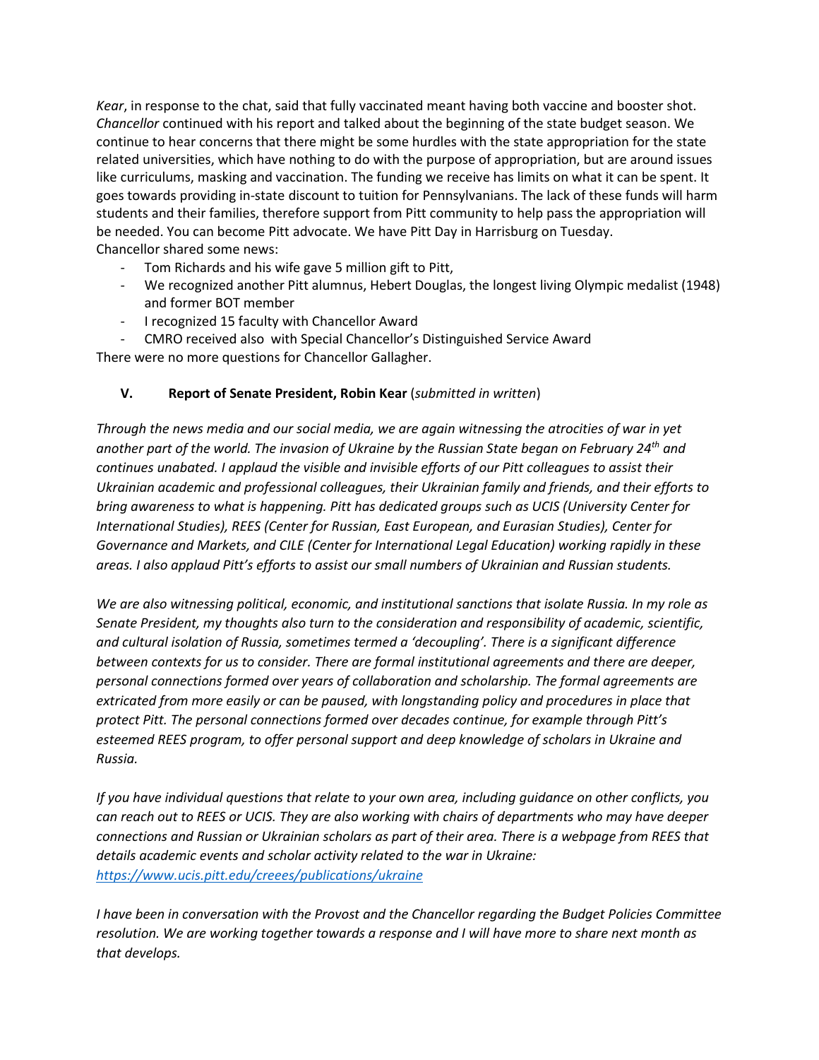*Kear*, in response to the chat, said that fully vaccinated meant having both vaccine and booster shot. *Chancellor* continued with his report and talked about the beginning of the state budget season. We continue to hear concerns that there might be some hurdles with the state appropriation for the state related universities, which have nothing to do with the purpose of appropriation, but are around issues like curriculums, masking and vaccination. The funding we receive has limits on what it can be spent. It goes towards providing in-state discount to tuition for Pennsylvanians. The lack of these funds will harm students and their families, therefore support from Pitt community to help pass the appropriation will be needed. You can become Pitt advocate. We have Pitt Day in Harrisburg on Tuesday.
Chancellor shared some news:

- Tom Richards and his wife gave 5 million gift to Pitt,
- We recognized another Pitt alumnus, Hebert Douglas, the longest living Olympic medalist (1948) and former BOT member
- I recognized 15 faculty with Chancellor Award
- CMRO received also with Special Chancellor's Distinguished Service Award

There were no more questions for Chancellor Gallagher.

## V. Report of Senate President, Robin Kear (*submitted in written*)

*Through the news media and our social media, we are again witnessing the atrocities of war in yet another part of the world. The invasion of Ukraine by the Russian State began on February 24th and continues unabated. I applaud the visible and invisible efforts of our Pitt colleagues to assist their Ukrainian academic and professional colleagues, their Ukrainian family and friends, and their efforts to bring awareness to what is happening. Pitt has dedicated groups such as UCIS (University Center for International Studies), REES (Center for Russian, East European, and Eurasian Studies), Center for Governance and Markets, and CILE (Center for International Legal Education) working rapidly in these areas. I also applaud Pitt's efforts to assist our small numbers of Ukrainian and Russian students.*

*We are also witnessing political, economic, and institutional sanctions that isolate Russia. In my role as Senate President, my thoughts also turn to the consideration and responsibility of academic, scientific, and cultural isolation of Russia, sometimes termed a 'decoupling'. There is a significant difference between contexts for us to consider. There are formal institutional agreements and there are deeper, personal connections formed over years of collaboration and scholarship. The formal agreements are extricated from more easily or can be paused, with longstanding policy and procedures in place that protect Pitt. The personal connections formed over decades continue, for example through Pitt's esteemed REES program, to offer personal support and deep knowledge of scholars in Ukraine and Russia.*

*If you have individual questions that relate to your own area, including guidance on other conflicts, you can reach out to REES or UCIS. They are also working with chairs of departments who may have deeper connections and Russian or Ukrainian scholars as part of their area. There is a webpage from REES that details academic events and scholar activity related to the war in Ukraine:* *https://www.ucis.pitt.edu/creees/publications/ukraine*

*I have been in conversation with the Provost and the Chancellor regarding the Budget Policies Committee resolution. We are working together towards a response and I will have more to share next month as that develops.*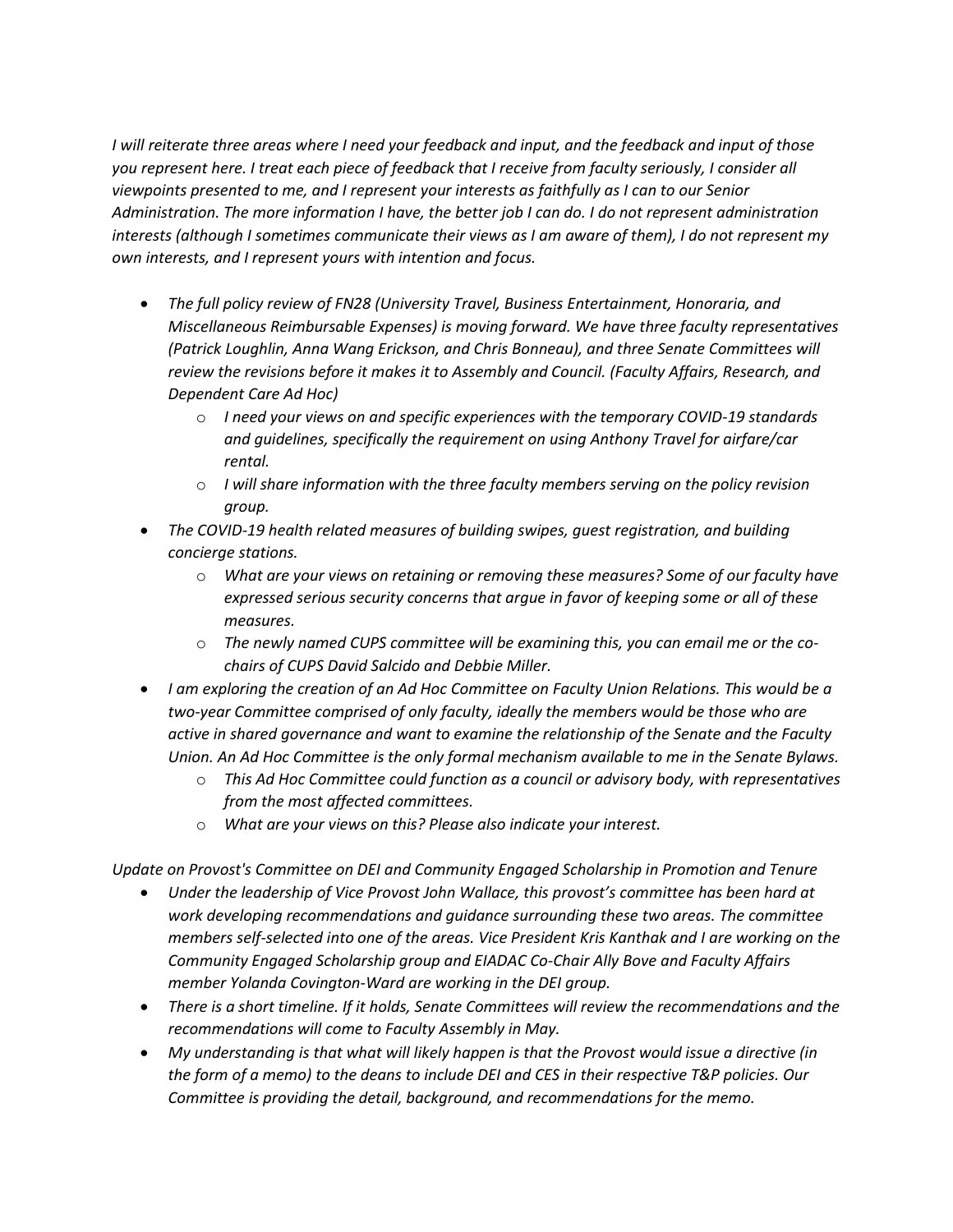*I will reiterate three areas where I need your feedback and input, and the feedback and input of those you represent here. I treat each piece of feedback that I receive from faculty seriously, I consider all viewpoints presented to me, and I represent your interests as faithfully as I can to our Senior Administration. The more information I have, the better job I can do. I do not represent administration interests (although I sometimes communicate their views as I am aware of them), I do not represent my own interests, and I represent yours with intention and focus.*

- *The full policy review of FN28 (University Travel, Business Entertainment, Honoraria, and Miscellaneous Reimbursable Expenses) is moving forward. We have three faculty representatives (Patrick Loughlin, Anna Wang Erickson, and Chris Bonneau), and three Senate Committees will review the revisions before it makes it to Assembly and Council. (Faculty Affairs, Research, and Dependent Care Ad Hoc)*
    - *I need your views on and specific experiences with the temporary COVID-19 standards and guidelines, specifically the requirement on using Anthony Travel for airfare/car rental.*
    - *I will share information with the three faculty members serving on the policy revision group.*
- *The COVID-19 health related measures of building swipes, guest registration, and building concierge stations.*
    - *What are your views on retaining or removing these measures? Some of our faculty have expressed serious security concerns that argue in favor of keeping some or all of these measures.*
    - *The newly named CUPS committee will be examining this, you can email me or the co-chairs of CUPS David Salcido and Debbie Miller.*
- *I am exploring the creation of an Ad Hoc Committee on Faculty Union Relations. This would be a two-year Committee comprised of only faculty, ideally the members would be those who are active in shared governance and want to examine the relationship of the Senate and the Faculty Union. An Ad Hoc Committee is the only formal mechanism available to me in the Senate Bylaws.*
    - *This Ad Hoc Committee could function as a council or advisory body, with representatives from the most affected committees.*
    - *What are your views on this? Please also indicate your interest.*

*Update on Provost's Committee on DEI and Community Engaged Scholarship in Promotion and Tenure*

- *Under the leadership of Vice Provost John Wallace, this provost's committee has been hard at work developing recommendations and guidance surrounding these two areas. The committee members self-selected into one of the areas. Vice President Kris Kanthak and I are working on the Community Engaged Scholarship group and EIADAC Co-Chair Ally Bove and Faculty Affairs member Yolanda Covington-Ward are working in the DEI group.*
- *There is a short timeline. If it holds, Senate Committees will review the recommendations and the recommendations will come to Faculty Assembly in May.*
- *My understanding is that what will likely happen is that the Provost would issue a directive (in the form of a memo) to the deans to include DEI and CES in their respective T&P policies. Our Committee is providing the detail, background, and recommendations for the memo.*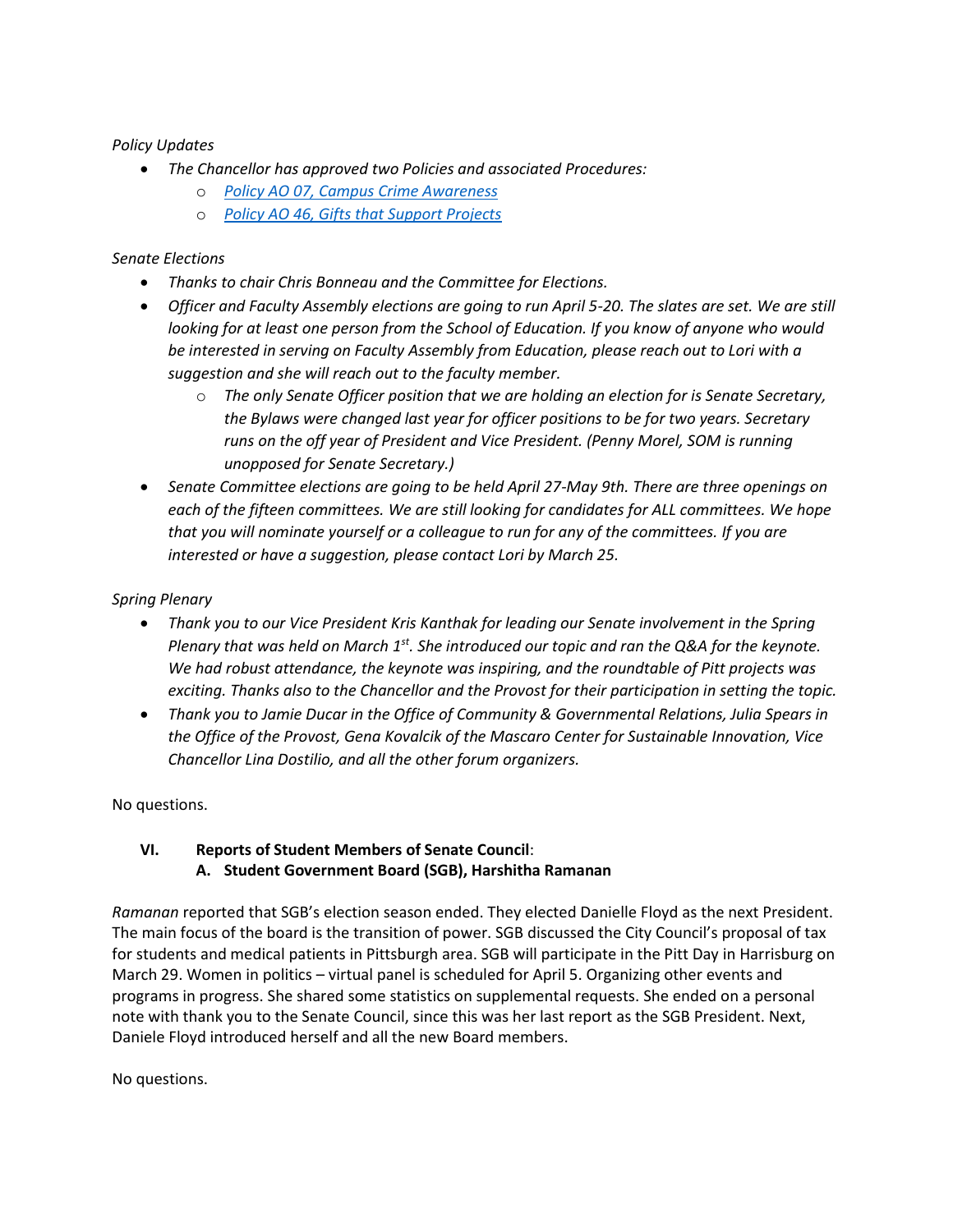*Policy Updates*

- *The Chancellor has approved two Policies and associated Procedures:*
  - *Policy AO 07, Campus Crime Awareness*
  - *Policy AO 46, Gifts that Support Projects*

*Senate Elections*

- *Thanks to chair Chris Bonneau and the Committee for Elections.*
- *Officer and Faculty Assembly elections are going to run April 5-20. The slates are set. We are still looking for at least one person from the School of Education. If you know of anyone who would be interested in serving on Faculty Assembly from Education, please reach out to Lori with a suggestion and she will reach out to the faculty member.*
  - *The only Senate Officer position that we are holding an election for is Senate Secretary, the Bylaws were changed last year for officer positions to be for two years. Secretary runs on the off year of President and Vice President. (Penny Morel, SOM is running unopposed for Senate Secretary.)*
- *Senate Committee elections are going to be held April 27-May 9th. There are three openings on each of the fifteen committees. We are still looking for candidates for ALL committees. We hope that you will nominate yourself or a colleague to run for any of the committees. If you are interested or have a suggestion, please contact Lori by March 25.*

*Spring Plenary*

- *Thank you to our Vice President Kris Kanthak for leading our Senate involvement in the Spring Plenary that was held on March 1st. She introduced our topic and ran the Q&A for the keynote. We had robust attendance, the keynote was inspiring, and the roundtable of Pitt projects was exciting. Thanks also to the Chancellor and the Provost for their participation in setting the topic.*
- *Thank you to Jamie Ducar in the Office of Community & Governmental Relations, Julia Spears in the Office of the Provost, Gena Kovalcik of the Mascaro Center for Sustainable Innovation, Vice Chancellor Lina Dostilio, and all the other forum organizers.*

No questions.

**VI. Reports of Student Members of Senate Council**:

**A. Student Government Board (SGB), Harshitha Ramanan**

*Ramanan* reported that SGB's election season ended. They elected Danielle Floyd as the next President. The main focus of the board is the transition of power. SGB discussed the City Council's proposal of tax for students and medical patients in Pittsburgh area. SGB will participate in the Pitt Day in Harrisburg on March 29. Women in politics – virtual panel is scheduled for April 5. Organizing other events and programs in progress. She shared some statistics on supplemental requests. She ended on a personal note with thank you to the Senate Council, since this was her last report as the SGB President. Next, Daniele Floyd introduced herself and all the new Board members.

No questions.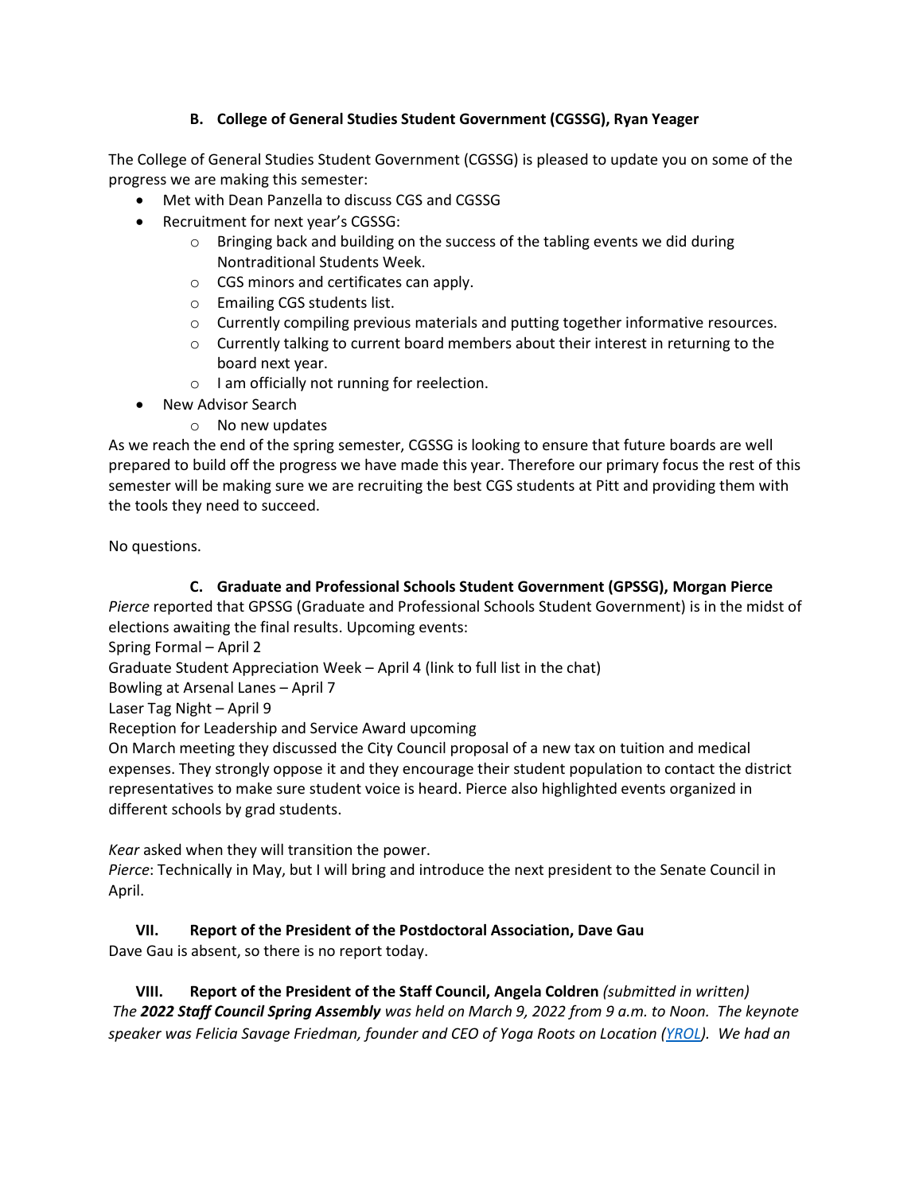### B. College of General Studies Student Government (CGSSG), Ryan Yeager

The College of General Studies Student Government (CGSSG) is pleased to update you on some of the progress we are making this semester:

- Met with Dean Panzella to discuss CGS and CGSSG
- Recruitment for next year's CGSSG:
  - Bringing back and building on the success of the tabling events we did during Nontraditional Students Week.
  - CGS minors and certificates can apply.
  - Emailing CGS students list.
  - Currently compiling previous materials and putting together informative resources.
  - Currently talking to current board members about their interest in returning to the board next year.
  - I am officially not running for reelection.
- New Advisor Search
  - No new updates

As we reach the end of the spring semester, CGSSG is looking to ensure that future boards are well prepared to build off the progress we have made this year. Therefore our primary focus the rest of this semester will be making sure we are recruiting the best CGS students at Pitt and providing them with the tools they need to succeed.

No questions.

### C. Graduate and Professional Schools Student Government (GPSSG), Morgan Pierce

*Pierce* reported that GPSSG (Graduate and Professional Schools Student Government) is in the midst of elections awaiting the final results. Upcoming events:
Spring Formal – April 2
Graduate Student Appreciation Week – April 4 (link to full list in the chat)
Bowling at Arsenal Lanes – April 7
Laser Tag Night – April 9
Reception for Leadership and Service Award upcoming
On March meeting they discussed the City Council proposal of a new tax on tuition and medical expenses. They strongly oppose it and they encourage their student population to contact the district representatives to make sure student voice is heard. Pierce also highlighted events organized in different schools by grad students.

*Kear* asked when they will transition the power.
*Pierce*: Technically in May, but I will bring and introduce the next president to the Senate Council in April.

## VII. Report of the President of the Postdoctoral Association, Dave Gau

Dave Gau is absent, so there is no report today.

## VIII. Report of the President of the Staff Council, Angela Coldren *(submitted in written)*

*The **2022 Staff Council Spring Assembly** was held on March 9, 2022 from 9 a.m. to Noon. The keynote speaker was Felicia Savage Friedman, founder and CEO of Yoga Roots on Location ([YROL](YROL)). We had an*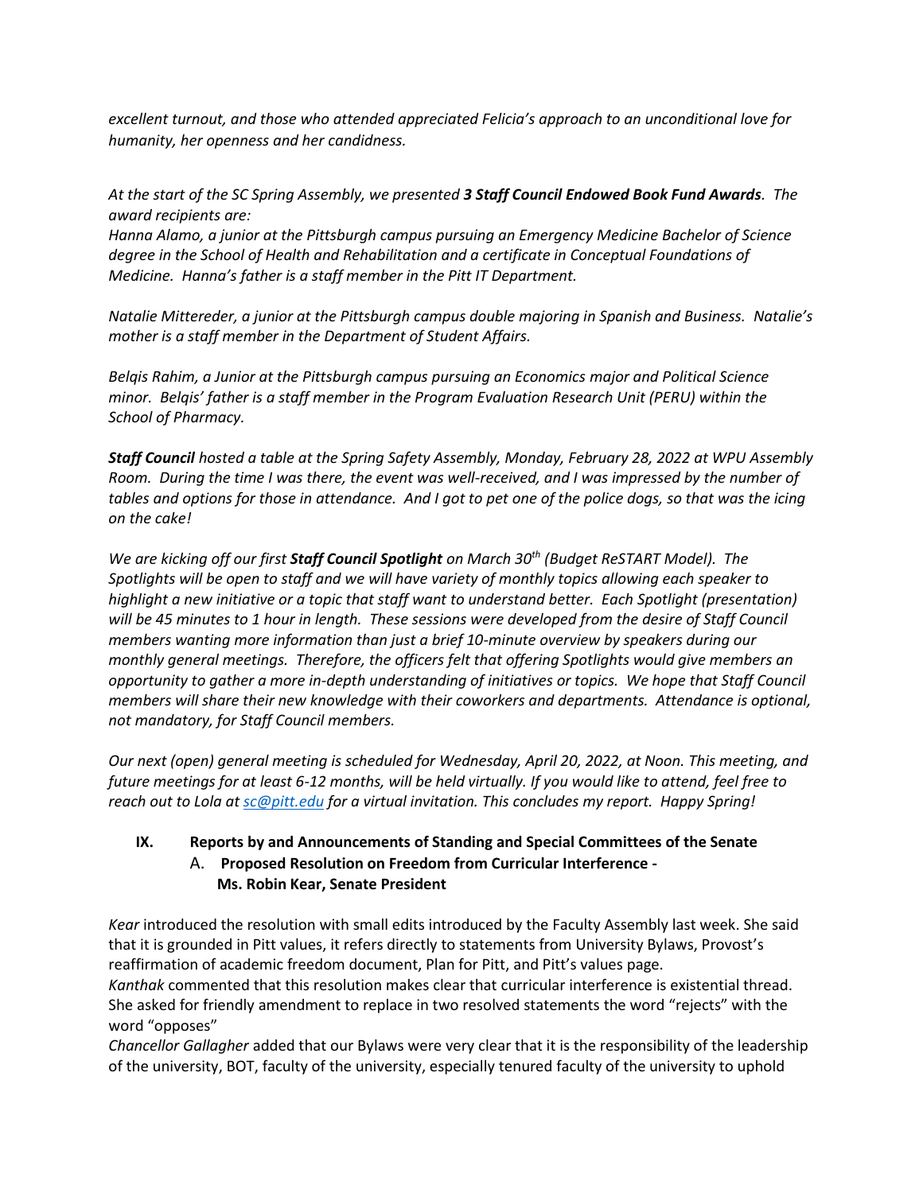*excellent turnout, and those who attended appreciated Felicia's approach to an unconditional love for humanity, her openness and her candidness.*

*At the start of the SC Spring Assembly, we presented **3 Staff Council Endowed Book Fund Awards**. The award recipients are:*
*Hanna Alamo, a junior at the Pittsburgh campus pursuing an Emergency Medicine Bachelor of Science degree in the School of Health and Rehabilitation and a certificate in Conceptual Foundations of Medicine. Hanna's father is a staff member in the Pitt IT Department.*

*Natalie Mittereder, a junior at the Pittsburgh campus double majoring in Spanish and Business. Natalie's mother is a staff member in the Department of Student Affairs.*

*Belqis Rahim, a Junior at the Pittsburgh campus pursuing an Economics major and Political Science minor. Belqis' father is a staff member in the Program Evaluation Research Unit (PERU) within the School of Pharmacy.*

***Staff Council** hosted a table at the Spring Safety Assembly, Monday, February 28, 2022 at WPU Assembly Room. During the time I was there, the event was well-received, and I was impressed by the number of tables and options for those in attendance. And I got to pet one of the police dogs, so that was the icing on the cake!*

*We are kicking off our first **Staff Council Spotlight** on March 30th (Budget ReSTART Model). The Spotlights will be open to staff and we will have variety of monthly topics allowing each speaker to highlight a new initiative or a topic that staff want to understand better. Each Spotlight (presentation) will be 45 minutes to 1 hour in length. These sessions were developed from the desire of Staff Council members wanting more information than just a brief 10-minute overview by speakers during our monthly general meetings. Therefore, the officers felt that offering Spotlights would give members an opportunity to gather a more in-depth understanding of initiatives or topics. We hope that Staff Council members will share their new knowledge with their coworkers and departments. Attendance is optional, not mandatory, for Staff Council members.*

*Our next (open) general meeting is scheduled for Wednesday, April 20, 2022, at Noon. This meeting, and future meetings for at least 6-12 months, will be held virtually. If you would like to attend, feel free to reach out to Lola at sc@pitt.edu for a virtual invitation. This concludes my report. Happy Spring!*

## IX. Reports by and Announcements of Standing and Special Committees of the Senate

### A. Proposed Resolution on Freedom from Curricular Interference - Ms. Robin Kear, Senate President

*Kear* introduced the resolution with small edits introduced by the Faculty Assembly last week. She said that it is grounded in Pitt values, it refers directly to statements from University Bylaws, Provost's reaffirmation of academic freedom document, Plan for Pitt, and Pitt's values page.
*Kanthak* commented that this resolution makes clear that curricular interference is existential thread. She asked for friendly amendment to replace in two resolved statements the word "rejects" with the word "opposes"
*Chancellor Gallagher* added that our Bylaws were very clear that it is the responsibility of the leadership of the university, BOT, faculty of the university, especially tenured faculty of the university to uphold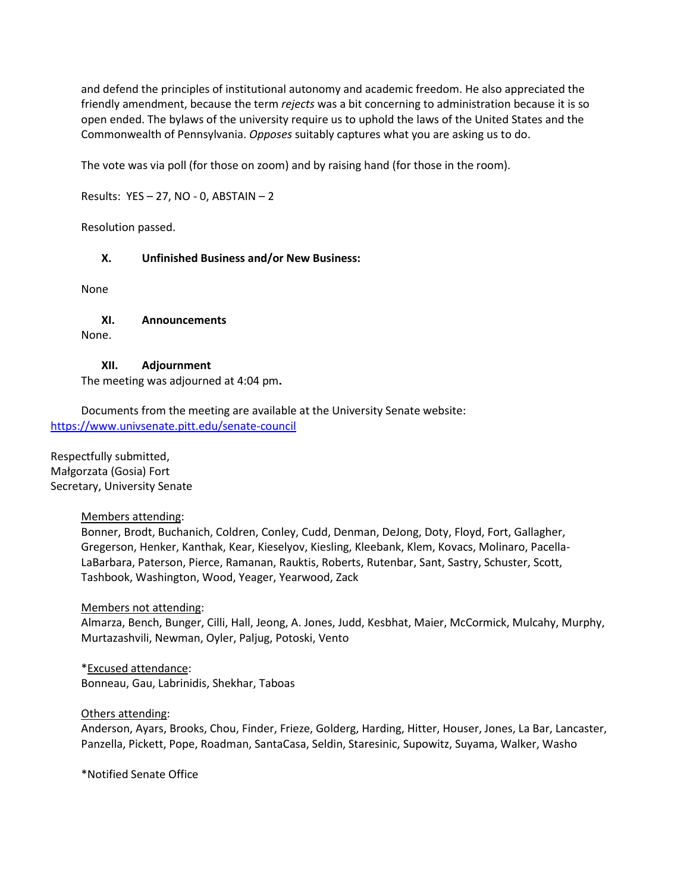and defend the principles of institutional autonomy and academic freedom. He also appreciated the friendly amendment, because the term *rejects* was a bit concerning to administration because it is so open ended. The bylaws of the university require us to uphold the laws of the United States and the Commonwealth of Pennsylvania. *Opposes* suitably captures what you are asking us to do.

The vote was via poll (for those on zoom) and by raising hand (for those in the room).

Results: YES – 27, NO - 0, ABSTAIN – 2

Resolution passed.

### X. Unfinished Business and/or New Business:

None

### XI. Announcements

None.

### XII. Adjournment

The meeting was adjourned at 4:04 pm**.**

Documents from the meeting are available at the University Senate website: https://www.univsenate.pitt.edu/senate-council

Respectfully submitted,
Małgorzata (Gosia) Fort
Secretary, University Senate

Members attending:
Bonner, Brodt, Buchanich, Coldren, Conley, Cudd, Denman, DeJong, Doty, Floyd, Fort, Gallagher, Gregerson, Henker, Kanthak, Kear, Kieselyov, Kiesling, Kleebank, Klem, Kovacs, Molinaro, Pacella-LaBarbara, Paterson, Pierce, Ramanan, Rauktis, Roberts, Rutenbar, Sant, Sastry, Schuster, Scott, Tashbook, Washington, Wood, Yeager, Yearwood, Zack

Members not attending:
Almarza, Bench, Bunger, Cilli, Hall, Jeong, A. Jones, Judd, Kesbhat, Maier, McCormick, Mulcahy, Murphy, Murtazashvili, Newman, Oyler, Paljug, Potoski, Vento

*Excused attendance:
Bonneau, Gau, Labrinidis, Shekhar, Taboas

Others attending:
Anderson, Ayars, Brooks, Chou, Finder, Frieze, Golderg, Harding, Hitter, Houser, Jones, La Bar, Lancaster, Panzella, Pickett, Pope, Roadman, SantaCasa, Seldin, Staresinic, Supowitz, Suyama, Walker, Washo

*Notified Senate Office